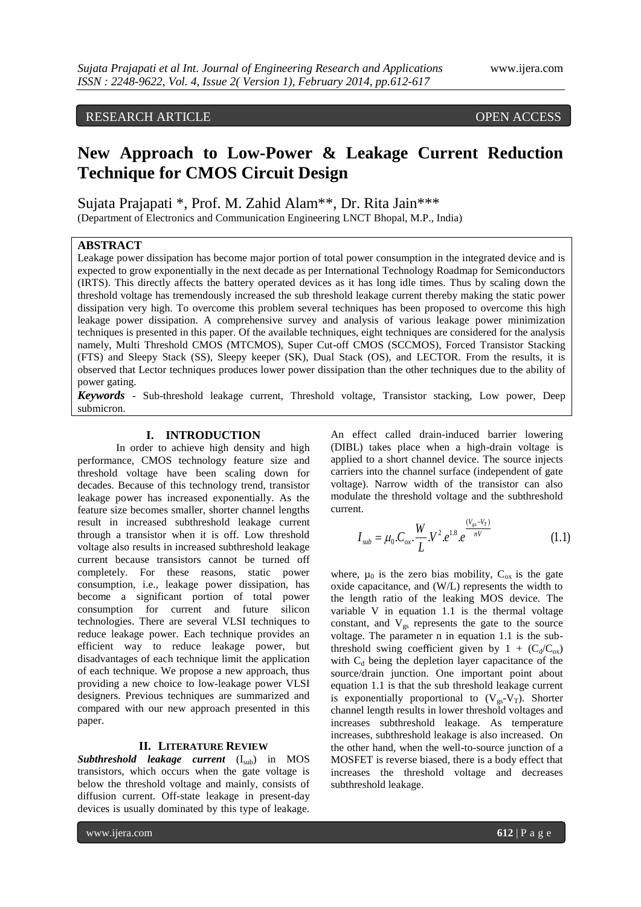RESEARCH ARTICLE OPEN ACCESS

# New Approach to Low-Power & Leakage Current Reduction Technique for CMOS Circuit Design

Sujata Prajapati *, Prof. M. Zahid Alam**, Dr. Rita Jain***

(Department of Electronics and Communication Engineering LNCT Bhopal, M.P., India)

## ABSTRACT

Leakage power dissipation has become major portion of total power consumption in the integrated device and is expected to grow exponentially in the next decade as per International Technology Roadmap for Semiconductors (IRTS). This directly affects the battery operated devices as it has long idle times. Thus by scaling down the threshold voltage has tremendously increased the sub threshold leakage current thereby making the static power dissipation very high. To overcome this problem several techniques has been proposed to overcome this high leakage power dissipation. A comprehensive survey and analysis of various leakage power minimization techniques is presented in this paper. Of the available techniques, eight techniques are considered for the analysis namely, Multi Threshold CMOS (MTCMOS), Super Cut-off CMOS (SCCMOS), Forced Transistor Stacking (FTS) and Sleepy Stack (SS), Sleepy keeper (SK), Dual Stack (OS), and LECTOR. From the results, it is observed that Lector techniques produces lower power dissipation than the other techniques due to the ability of power gating.

***Keywords*** - Sub-threshold leakage current, Threshold voltage, Transistor stacking, Low power, Deep submicron.

## I. INTRODUCTION

In order to achieve high density and high performance, CMOS technology feature size and threshold voltage have been scaling down for decades. Because of this technology trend, transistor leakage power has increased exponentially. As the feature size becomes smaller, shorter channel lengths result in increased subthreshold leakage current through a transistor when it is off. Low threshold voltage also results in increased subthreshold leakage current because transistors cannot be turned off completely. For these reasons, static power consumption, i.e., leakage power dissipation, has become a significant portion of total power consumption for current and future silicon technologies. There are several VLSI techniques to reduce leakage power. Each technique provides an efficient way to reduce leakage power, but disadvantages of each technique limit the application of each technique. We propose a new approach, thus providing a new choice to low-leakage power VLSI designers. Previous techniques are summarized and compared with our new approach presented in this paper.

## II. LITERATURE REVIEW

***Subthreshold leakage current*** ($I_{sub}$) in MOS transistors, which occurs when the gate voltage is below the threshold voltage and mainly, consists of diffusion current. Off-state leakage in present-day devices is usually dominated by this type of leakage. An effect called drain-induced barrier lowering (DIBL) takes place when a high-drain voltage is applied to a short channel device. The source injects carriers into the channel surface (independent of gate voltage). Narrow width of the transistor can also modulate the threshold voltage and the subthreshold current.

$$I_{sub} = \mu_0 . C_{ox} . \frac{W}{L} . V^2 . e^{1.8} . e^{\frac{(V_{gs} - V_T)}{nV}} \tag{1.1}$$

where, $\mu_0$ is the zero bias mobility, $C_{ox}$ is the gate oxide capacitance, and (W/L) represents the width to the length ratio of the leaking MOS device. The variable V in equation 1.1 is the thermal voltage constant, and $V_{gs}$ represents the gate to the source voltage. The parameter n in equation 1.1 is the sub-threshold swing coefficient given by $1 + (C_d/C_{ox})$ with $C_d$ being the depletion layer capacitance of the source/drain junction. One important point about equation 1.1 is that the sub threshold leakage current is exponentially proportional to $(V_{gs}-V_T)$. Shorter channel length results in lower threshold voltages and increases subthreshold leakage. As temperature increases, subthreshold leakage is also increased. On the other hand, when the well-to-source junction of a MOSFET is reverse biased, there is a body effect that increases the threshold voltage and decreases subthreshold leakage.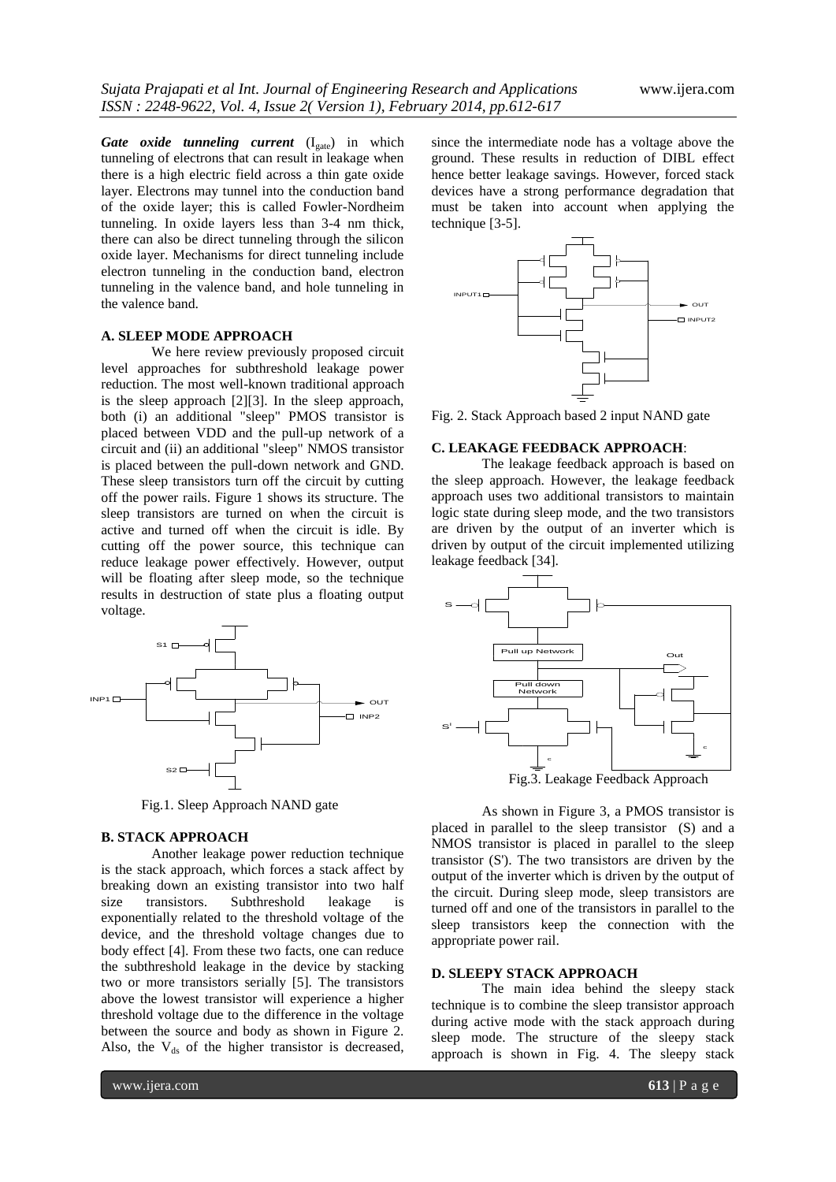***Gate oxide tunneling current*** ($I_{gate}$) in which tunneling of electrons that can result in leakage when there is a high electric field across a thin gate oxide layer. Electrons may tunnel into the conduction band of the oxide layer; this is called Fowler-Nordheim tunneling. In oxide layers less than 3-4 nm thick, there can also be direct tunneling through the silicon oxide layer. Mechanisms for direct tunneling include electron tunneling in the conduction band, electron tunneling in the valence band, and hole tunneling in the valence band.

#### A. SLEEP MODE APPROACH

We here review previously proposed circuit level approaches for subthreshold leakage power reduction. The most well-known traditional approach is the sleep approach [2][3]. In the sleep approach, both (i) an additional "sleep" PMOS transistor is placed between VDD and the pull-up network of a circuit and (ii) an additional "sleep" NMOS transistor is placed between the pull-down network and GND. These sleep transistors turn off the circuit by cutting off the power rails. Figure 1 shows its structure. The sleep transistors are turned on when the circuit is active and turned off when the circuit is idle. By cutting off the power source, this technique can reduce leakage power effectively. However, output will be floating after sleep mode, so the technique results in destruction of state plus a floating output voltage.

Fig.1. Sleep Approach NAND gate

#### B. STACK APPROACH

Another leakage power reduction technique is the stack approach, which forces a stack affect by breaking down an existing transistor into two half size transistors. Subthreshold leakage is exponentially related to the threshold voltage of the device, and the threshold voltage changes due to body effect [4]. From these two facts, one can reduce the subthreshold leakage in the device by stacking two or more transistors serially [5]. The transistors above the lowest transistor will experience a higher threshold voltage due to the difference in the voltage between the source and body as shown in Figure 2. Also, the $V_{ds}$ of the higher transistor is decreased, since the intermediate node has a voltage above the ground. These results in reduction of DIBL effect hence better leakage savings. However, forced stack devices have a strong performance degradation that must be taken into account when applying the technique [3-5].

Fig. 2. Stack Approach based 2 input NAND gate

#### C. LEAKAGE FEEDBACK APPROACH:

The leakage feedback approach is based on the sleep approach. However, the leakage feedback approach uses two additional transistors to maintain logic state during sleep mode, and the two transistors are driven by the output of an inverter which is driven by output of the circuit implemented utilizing leakage feedback [34].

Fig.3. Leakage Feedback Approach

As shown in Figure 3, a PMOS transistor is placed in parallel to the sleep transistor (S) and a NMOS transistor is placed in parallel to the sleep transistor (S'). The two transistors are driven by the output of the inverter which is driven by the output of the circuit. During sleep mode, sleep transistors are turned off and one of the transistors in parallel to the sleep transistors keep the connection with the appropriate power rail.

#### D. SLEEPY STACK APPROACH

The main idea behind the sleepy stack technique is to combine the sleep transistor approach during active mode with the stack approach during sleep mode. The structure of the sleepy stack approach is shown in Fig. 4. The sleepy stack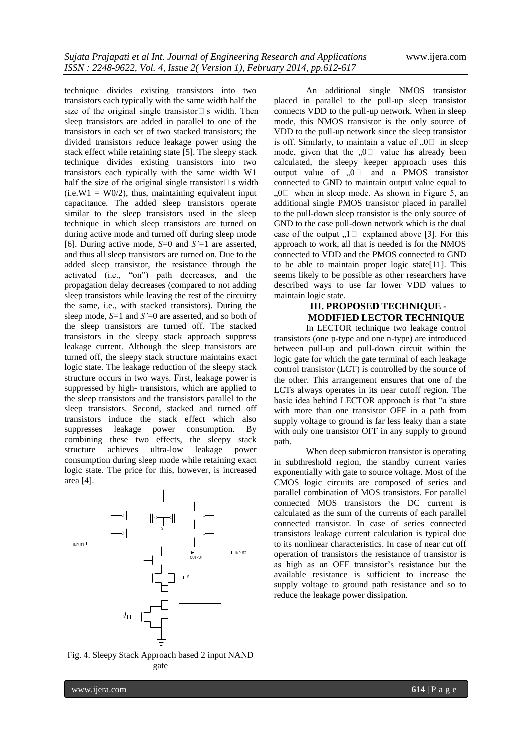technique divides existing transistors into two transistors each typically with the same width half the size of the original single transistor□ s width. Then sleep transistors are added in parallel to one of the transistors in each set of two stacked transistors; the divided transistors reduce leakage power using the stack effect while retaining state [5]. The sleepy stack technique divides existing transistors into two transistors each typically with the same width W1 half the size of the original single transistor□ s width (i.e.W1 = W0/2), thus, maintaining equivalent input capacitance. The added sleep transistors operate similar to the sleep transistors used in the sleep technique in which sleep transistors are turned on during active mode and turned off during sleep mode [6]. During active mode, *S*=0 and *S'*=1 are asserted, and thus all sleep transistors are turned on. Due to the added sleep transistor, the resistance through the activated (i.e., "on") path decreases, and the propagation delay decreases (compared to not adding sleep transistors while leaving the rest of the circuitry the same, i.e., with stacked transistors). During the sleep mode, *S*=1 and *S'*=0 are asserted, and so both of the sleep transistors are turned off. The stacked transistors in the sleepy stack approach suppress leakage current. Although the sleep transistors are turned off, the sleepy stack structure maintains exact logic state. The leakage reduction of the sleepy stack structure occurs in two ways. First, leakage power is suppressed by high- transistors, which are applied to the sleep transistors and the transistors parallel to the sleep transistors. Second, stacked and turned off transistors induce the stack effect which also suppresses leakage power consumption. By combining these two effects, the sleepy stack structure achieves ultra-low leakage power consumption during sleep mode while retaining exact logic state. The price for this, however, is increased area [4].

Fig. 4. Sleepy Stack Approach based 2 input NAND gate

An additional single NMOS transistor placed in parallel to the pull-up sleep transistor connects VDD to the pull-up network. When in sleep mode, this NMOS transistor is the only source of VDD to the pull-up network since the sleep transistor is off. Similarly, to maintain a value of „0□ in sleep mode, given that the „0□ value has already been calculated, the sleepy keeper approach uses this output value of „0□ and a PMOS transistor connected to GND to maintain output value equal to „0□ when in sleep mode. As shown in Figure 5, an additional single PMOS transistor placed in parallel to the pull-down sleep transistor is the only source of GND to the case pull-down network which is the dual case of the output „1□ explained above [3]. For this approach to work, all that is needed is for the NMOS connected to VDD and the PMOS connected to GND to be able to maintain proper logic state[11]. This seems likely to be possible as other researchers have described ways to use far lower VDD values to maintain logic state.

## III. PROPOSED TECHNIQUE - MODIFIED LECTOR TECHNIQUE

In LECTOR technique two leakage control transistors (one p-type and one n-type) are introduced between pull-up and pull-down circuit within the logic gate for which the gate terminal of each leakage control transistor (LCT) is controlled by the source of the other. This arrangement ensures that one of the LCTs always operates in its near cutoff region. The basic idea behind LECTOR approach is that "a state with more than one transistor OFF in a path from supply voltage to ground is far less leaky than a state with only one transistor OFF in any supply to ground path.

When deep submicron transistor is operating in subthreshold region, the standby current varies exponentially with gate to source voltage. Most of the CMOS logic circuits are composed of series and parallel combination of MOS transistors. For parallel connected MOS transistors the DC current is calculated as the sum of the currents of each parallel connected transistor. In case of series connected transistors leakage current calculation is typical due to its nonlinear characteristics. In case of near cut off operation of transistors the resistance of transistor is as high as an OFF transistor's resistance but the available resistance is sufficient to increase the supply voltage to ground path resistance and so to reduce the leakage power dissipation.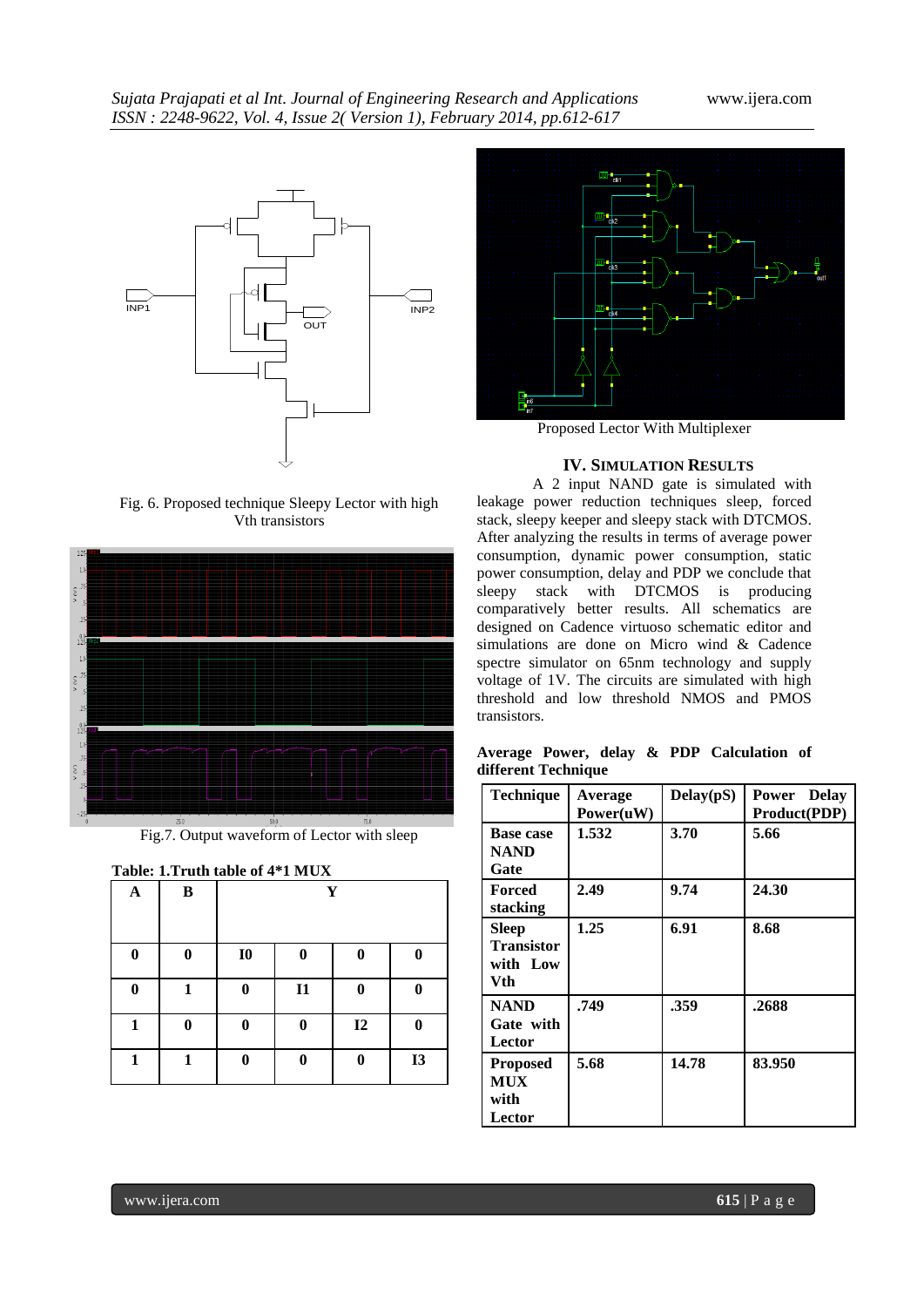Fig. 6. Proposed technique Sleepy Lector with high Vth transistors

Fig.7. Output waveform of Lector with sleep

**Table: 1.Truth table of 4*1 MUX**

| A | B | Y | | | |
|---|---|---|---|---|---|
| 0 | 0 | I0 | 0 | 0 | 0 |
| 0 | 1 | 0 | I1 | 0 | 0 |
| 1 | 0 | 0 | 0 | I2 | 0 |
| 1 | 1 | 0 | 0 | 0 | I3 |

Proposed Lector With Multiplexer

## IV. SIMULATION RESULTS

A 2 input NAND gate is simulated with leakage power reduction techniques sleep, forced stack, sleepy keeper and sleepy stack with DTCMOS. After analyzing the results in terms of average power consumption, dynamic power consumption, static power consumption, delay and PDP we conclude that sleepy stack with DTCMOS is producing comparatively better results. All schematics are designed on Cadence virtuoso schematic editor and simulations are done on Micro wind & Cadence spectre simulator on 65nm technology and supply voltage of 1V. The circuits are simulated with high threshold and low threshold NMOS and PMOS transistors.

**Average Power, delay & PDP Calculation of different Technique**

| Technique | Average Power(uW) | Delay(pS) | Power Delay Product(PDP) |
|---|---|---|---|
| **Base case NAND Gate** | **1.532** | **3.70** | **5.66** |
| **Forced stacking** | **2.49** | **9.74** | **24.30** |
| **Sleep Transistor with Low Vth** | **1.25** | **6.91** | **8.68** |
| **NAND Gate with Lector** | **.749** | **.359** | **.2688** |
| **Proposed MUX with Lector** | **5.68** | **14.78** | **83.950** |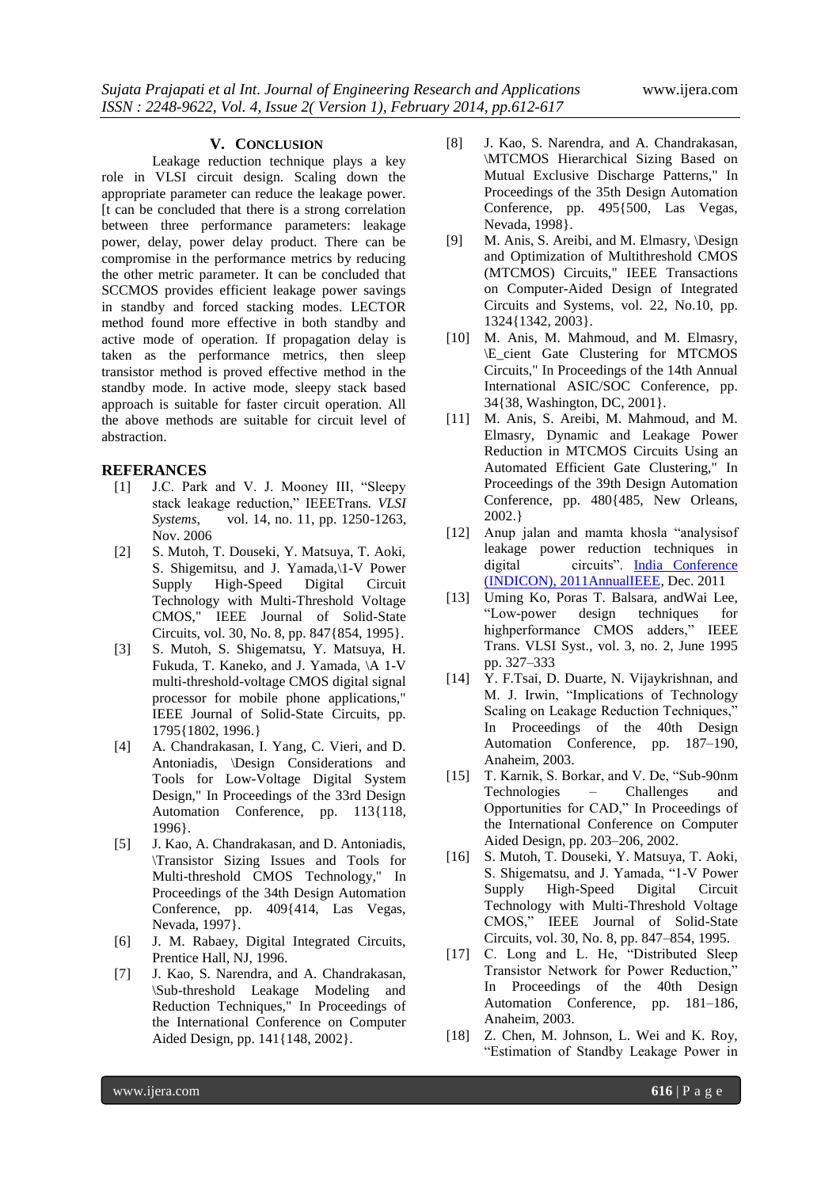## V. Conclusion

Leakage reduction technique plays a key role in VLSI circuit design. Scaling down the appropriate parameter can reduce the leakage power. [t can be concluded that there is a strong correlation between three performance parameters: leakage power, delay, power delay product. There can be compromise in the performance metrics by reducing the other metric parameter. It can be concluded that SCCMOS provides efficient leakage power savings in standby and forced stacking modes. LECTOR method found more effective in both standby and active mode of operation. If propagation delay is taken as the performance metrics, then sleep transistor method is proved effective method in the standby mode. In active mode, sleepy stack based approach is suitable for faster circuit operation. All the above methods are suitable for circuit level of abstraction.

## REFERANCES

[1] J.C. Park and V. J. Mooney III, "Sleepy stack leakage reduction," IEEETrans. *VLSI Systems*, vol. 14, no. 11, pp. 1250-1263, Nov. 2006

[2] S. Mutoh, T. Douseki, Y. Matsuya, T. Aoki, S. Shigemitsu, and J. Yamada,\1-V Power Supply High-Speed Digital Circuit Technology with Multi-Threshold Voltage CMOS," IEEE Journal of Solid-State Circuits, vol. 30, No. 8, pp. 847{854, 1995}.

[3] S. Mutoh, S. Shigematsu, Y. Matsuya, H. Fukuda, T. Kaneko, and J. Yamada, \A 1-V multi-threshold-voltage CMOS digital signal processor for mobile phone applications," IEEE Journal of Solid-State Circuits, pp. 1795{1802, 1996.}

[4] A. Chandrakasan, I. Yang, C. Vieri, and D. Antoniadis, \Design Considerations and Tools for Low-Voltage Digital System Design," In Proceedings of the 33rd Design Automation Conference, pp. 113{118, 1996}.

[5] J. Kao, A. Chandrakasan, and D. Antoniadis, \Transistor Sizing Issues and Tools for Multi-threshold CMOS Technology," In Proceedings of the 34th Design Automation Conference, pp. 409{414, Las Vegas, Nevada, 1997}.

[6] J. M. Rabaey, Digital Integrated Circuits, Prentice Hall, NJ, 1996.

[7] J. Kao, S. Narendra, and A. Chandrakasan, \Sub-threshold Leakage Modeling and Reduction Techniques," In Proceedings of the International Conference on Computer Aided Design, pp. 141{148, 2002}.

[8] J. Kao, S. Narendra, and A. Chandrakasan, \MTCMOS Hierarchical Sizing Based on Mutual Exclusive Discharge Patterns," In Proceedings of the 35th Design Automation Conference, pp. 495{500, Las Vegas, Nevada, 1998}.

[9] M. Anis, S. Areibi, and M. Elmasry, \Design and Optimization of Multithreshold CMOS (MTCMOS) Circuits," IEEE Transactions on Computer-Aided Design of Integrated Circuits and Systems, vol. 22, No.10, pp. 1324{1342, 2003}.

[10] M. Anis, M. Mahmoud, and M. Elmasry, \E_cient Gate Clustering for MTCMOS Circuits," In Proceedings of the 14th Annual International ASIC/SOC Conference, pp. 34{38, Washington, DC, 2001}.

[11] M. Anis, S. Areibi, M. Mahmoud, and M. Elmasry, Dynamic and Leakage Power Reduction in MTCMOS Circuits Using an Automated Efficient Gate Clustering," In Proceedings of the 39th Design Automation Conference, pp. 480{485, New Orleans, 2002.}

[12] Anup jalan and mamta khosla "analysisof leakage power reduction techniques in digital circuits". India Conference (INDICON), 2011AnnualIEEE, Dec. 2011

[13] Uming Ko, Poras T. Balsara, andWai Lee, "Low-power design techniques for highperformance CMOS adders," IEEE Trans. VLSI Syst., vol. 3, no. 2, June 1995 pp. 327–333

[14] Y. F.Tsai, D. Duarte, N. Vijaykrishnan, and M. J. Irwin, "Implications of Technology Scaling on Leakage Reduction Techniques," In Proceedings of the 40th Design Automation Conference, pp. 187–190, Anaheim, 2003.

[15] T. Karnik, S. Borkar, and V. De, "Sub-90nm Technologies – Challenges and Opportunities for CAD," In Proceedings of the International Conference on Computer Aided Design, pp. 203–206, 2002.

[16] S. Mutoh, T. Douseki, Y. Matsuya, T. Aoki, S. Shigematsu, and J. Yamada, "1-V Power Supply High-Speed Digital Circuit Technology with Multi-Threshold Voltage CMOS," IEEE Journal of Solid-State Circuits, vol. 30, No. 8, pp. 847–854, 1995.

[17] C. Long and L. He, "Distributed Sleep Transistor Network for Power Reduction," In Proceedings of the 40th Design Automation Conference, pp. 181–186, Anaheim, 2003.

[18] Z. Chen, M. Johnson, L. Wei and K. Roy, "Estimation of Standby Leakage Power in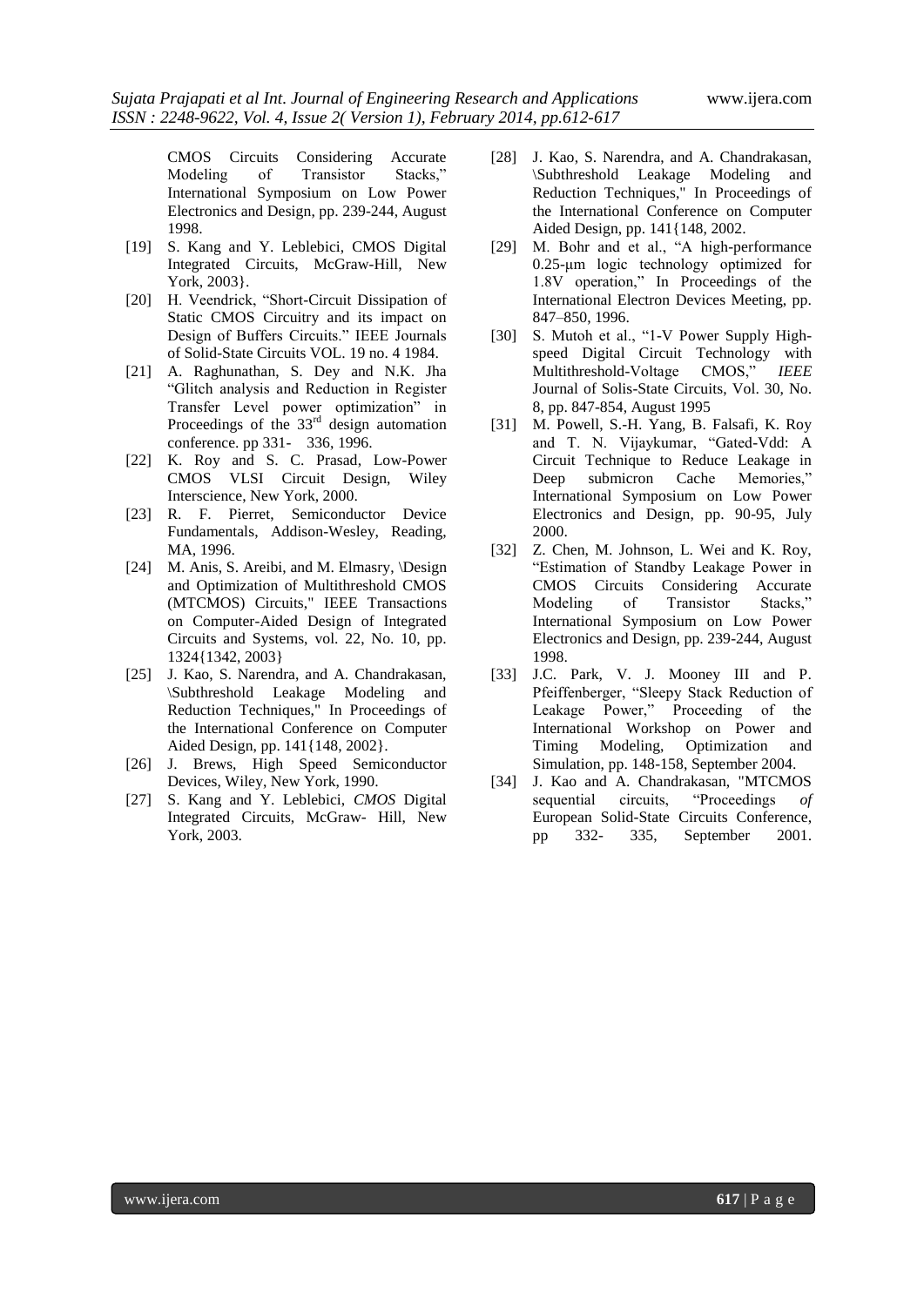CMOS Circuits Considering Accurate Modeling of Transistor Stacks," International Symposium on Low Power Electronics and Design, pp. 239-244, August 1998.

[19] S. Kang and Y. Leblebici, CMOS Digital Integrated Circuits, McGraw-Hill, New York, 2003}.

[20] H. Veendrick, "Short-Circuit Dissipation of Static CMOS Circuitry and its impact on Design of Buffers Circuits." IEEE Journals of Solid-State Circuits VOL. 19 no. 4 1984.

[21] A. Raghunathan, S. Dey and N.K. Jha "Glitch analysis and Reduction in Register Transfer Level power optimization" in Proceedings of the 33rd design automation conference. pp 331- 336, 1996.

[22] K. Roy and S. C. Prasad, Low-Power CMOS VLSI Circuit Design, Wiley Interscience, New York, 2000.

[23] R. F. Pierret, Semiconductor Device Fundamentals, Addison-Wesley, Reading, MA, 1996.

[24] M. Anis, S. Areibi, and M. Elmasry, \Design and Optimization of Multithreshold CMOS (MTCMOS) Circuits," IEEE Transactions on Computer-Aided Design of Integrated Circuits and Systems, vol. 22, No. 10, pp. 1324{1342, 2003}

[25] J. Kao, S. Narendra, and A. Chandrakasan, \Subthreshold Leakage Modeling and Reduction Techniques," In Proceedings of the International Conference on Computer Aided Design, pp. 141{148, 2002}.

[26] J. Brews, High Speed Semiconductor Devices, Wiley, New York, 1990.

[27] S. Kang and Y. Leblebici, *CMOS* Digital Integrated Circuits, McGraw- Hill, New York, 2003.

[28] J. Kao, S. Narendra, and A. Chandrakasan, \Subthreshold Leakage Modeling and Reduction Techniques," In Proceedings of the International Conference on Computer Aided Design, pp. 141{148, 2002.

[29] M. Bohr and et al., "A high-performance 0.25-μm logic technology optimized for 1.8V operation," In Proceedings of the International Electron Devices Meeting, pp. 847–850, 1996.

[30] S. Mutoh et al., "1-V Power Supply High-speed Digital Circuit Technology with Multithreshold-Voltage CMOS," *IEEE* Journal of Solis-State Circuits, Vol. 30, No. 8, pp. 847-854, August 1995

[31] M. Powell, S.-H. Yang, B. Falsafi, K. Roy and T. N. Vijaykumar, "Gated-Vdd: A Circuit Technique to Reduce Leakage in Deep submicron Cache Memories," International Symposium on Low Power Electronics and Design, pp. 90-95, July 2000.

[32] Z. Chen, M. Johnson, L. Wei and K. Roy, "Estimation of Standby Leakage Power in CMOS Circuits Considering Accurate Modeling of Transistor Stacks," International Symposium on Low Power Electronics and Design, pp. 239-244, August 1998.

[33] J.C. Park, V. J. Mooney III and P. Pfeiffenberger, "Sleepy Stack Reduction of Leakage Power," Proceeding of the International Workshop on Power and Timing Modeling, Optimization and Simulation, pp. 148-158, September 2004.

[34] J. Kao and A. Chandrakasan, "MTCMOS sequential circuits, "Proceedings *of* European Solid-State Circuits Conference, pp 332- 335, September 2001.